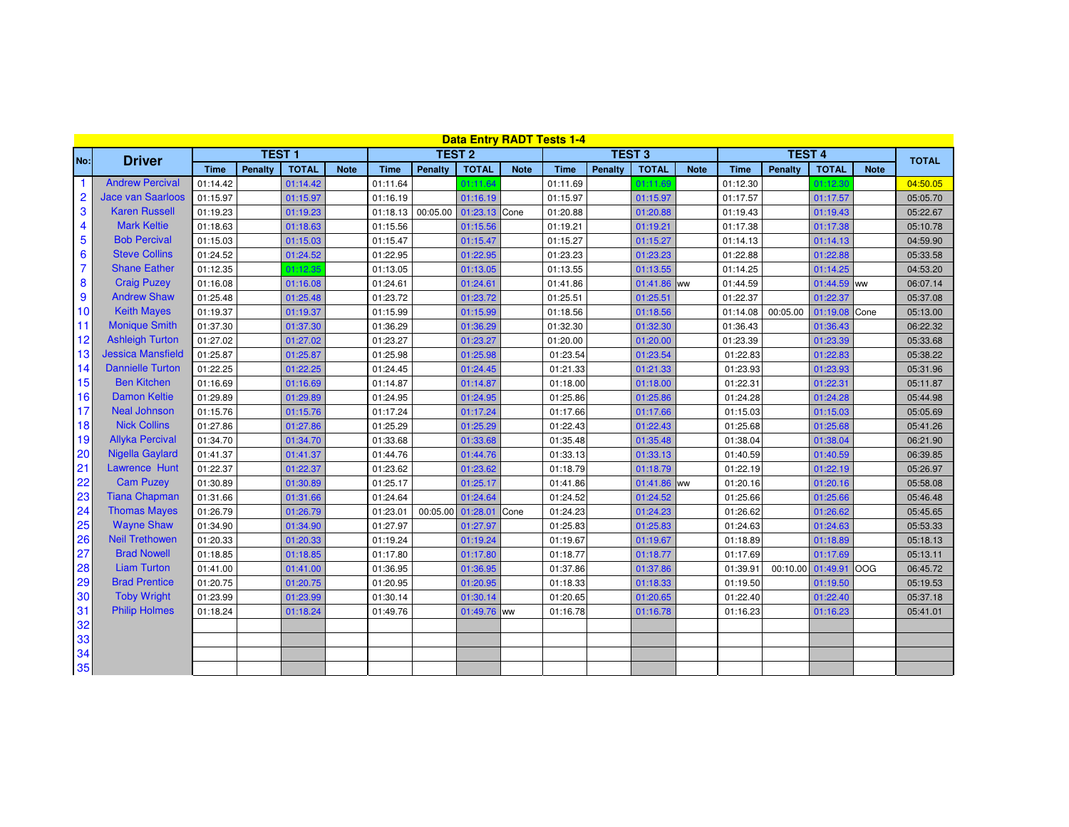## Data Entry RADT Tests 1-4

| No: | Driver | TEST 1 | | | | TEST 2 | | | | TEST 3 | | | | TEST 4 | | | | TOTAL |
|---|---|---|---|---|---|---|---|---|---|---|---|---|---|---|---|---|---|---|
| | | Time | Penalty | TOTAL | Note | Time | Penalty | TOTAL | Note | Time | Penalty | TOTAL | Note | Time | Penalty | TOTAL | Note | |
| 1 | Andrew Percival | 01:14.42 | | 01:14.42 | | 01:11.64 | | 01:11.64 | | 01:11.69 | | 01:11.69 | | 01:12.30 | | 01:12.30 | | 04:50.05 |
| 2 | Jace van Saarloos | 01:15.97 | | 01:15.97 | | 01:16.19 | | 01:16.19 | | 01:15.97 | | 01:15.97 | | 01:17.57 | | 01:17.57 | | 05:05.70 |
| 3 | Karen Russell | 01:19.23 | | 01:19.23 | | 01:18.13 | 00:05.00 | 01:23.13 | Cone | 01:20.88 | | 01:20.88 | | 01:19.43 | | 01:19.43 | | 05:22.67 |
| 4 | Mark Keltie | 01:18.63 | | 01:18.63 | | 01:15.56 | | 01:15.56 | | 01:19.21 | | 01:19.21 | | 01:17.38 | | 01:17.38 | | 05:10.78 |
| 5 | Bob Percival | 01:15.03 | | 01:15.03 | | 01:15.47 | | 01:15.47 | | 01:15.27 | | 01:15.27 | | 01:14.13 | | 01:14.13 | | 04:59.90 |
| 6 | Steve Collins | 01:24.52 | | 01:24.52 | | 01:22.95 | | 01:22.95 | | 01:23.23 | | 01:23.23 | | 01:22.88 | | 01:22.88 | | 05:33.58 |
| 7 | Shane Eather | 01:12.35 | | 01:12.35 | | 01:13.05 | | 01:13.05 | | 01:13.55 | | 01:13.55 | | 01:14.25 | | 01:14.25 | | 04:53.20 |
| 8 | Craig Puzey | 01:16.08 | | 01:16.08 | | 01:24.61 | | 01:24.61 | | 01:41.86 | | 01:41.86 | ww | 01:44.59 | | 01:44.59 | ww | 06:07.14 |
| 9 | Andrew Shaw | 01:25.48 | | 01:25.48 | | 01:23.72 | | 01:23.72 | | 01:25.51 | | 01:25.51 | | 01:22.37 | | 01:22.37 | | 05:37.08 |
| 10 | Keith Mayes | 01:19.37 | | 01:19.37 | | 01:15.99 | | 01:15.99 | | 01:18.56 | | 01:18.56 | | 01:14.08 | 00:05.00 | 01:19.08 | Cone | 05:13.00 |
| 11 | Monique Smith | 01:37.30 | | 01:37.30 | | 01:36.29 | | 01:36.29 | | 01:32.30 | | 01:32.30 | | 01:36.43 | | 01:36.43 | | 06:22.32 |
| 12 | Ashleigh Turton | 01:27.02 | | 01:27.02 | | 01:23.27 | | 01:23.27 | | 01:20.00 | | 01:20.00 | | 01:23.39 | | 01:23.39 | | 05:33.68 |
| 13 | Jessica Mansfield | 01:25.87 | | 01:25.87 | | 01:25.98 | | 01:25.98 | | 01:23.54 | | 01:23.54 | | 01:22.83 | | 01:22.83 | | 05:38.22 |
| 14 | Dannielle Turton | 01:22.25 | | 01:22.25 | | 01:24.45 | | 01:24.45 | | 01:21.33 | | 01:21.33 | | 01:23.93 | | 01:23.93 | | 05:31.96 |
| 15 | Ben Kitchen | 01:16.69 | | 01:16.69 | | 01:14.87 | | 01:14.87 | | 01:18.00 | | 01:18.00 | | 01:22.31 | | 01:22.31 | | 05:11.87 |
| 16 | Damon Keltie | 01:29.89 | | 01:29.89 | | 01:24.95 | | 01:24.95 | | 01:25.86 | | 01:25.86 | | 01:24.28 | | 01:24.28 | | 05:44.98 |
| 17 | Neal Johnson | 01:15.76 | | 01:15.76 | | 01:17.24 | | 01:17.24 | | 01:17.66 | | 01:17.66 | | 01:15.03 | | 01:15.03 | | 05:05.69 |
| 18 | Nick Collins | 01:27.86 | | 01:27.86 | | 01:25.29 | | 01:25.29 | | 01:22.43 | | 01:22.43 | | 01:25.68 | | 01:25.68 | | 05:41.26 |
| 19 | Allyka Percival | 01:34.70 | | 01:34.70 | | 01:33.68 | | 01:33.68 | | 01:35.48 | | 01:35.48 | | 01:38.04 | | 01:38.04 | | 06:21.90 |
| 20 | Nigella Gaylard | 01:41.37 | | 01:41.37 | | 01:44.76 | | 01:44.76 | | 01:33.13 | | 01:33.13 | | 01:40.59 | | 01:40.59 | | 06:39.85 |
| 21 | Lawrence Hunt | 01:22.37 | | 01:22.37 | | 01:23.62 | | 01:23.62 | | 01:18.79 | | 01:18.79 | | 01:22.19 | | 01:22.19 | | 05:26.97 |
| 22 | Cam Puzey | 01:30.89 | | 01:30.89 | | 01:25.17 | | 01:25.17 | | 01:41.86 | | 01:41.86 | ww | 01:20.16 | | 01:20.16 | | 05:58.08 |
| 23 | Tiana Chapman | 01:31.66 | | 01:31.66 | | 01:24.64 | | 01:24.64 | | 01:24.52 | | 01:24.52 | | 01:25.66 | | 01:25.66 | | 05:46.48 |
| 24 | Thomas Mayes | 01:26.79 | | 01:26.79 | | 01:23.01 | 00:05.00 | 01:28.01 | Cone | 01:24.23 | | 01:24.23 | | 01:26.62 | | 01:26.62 | | 05:45.65 |
| 25 | Wayne Shaw | 01:34.90 | | 01:34.90 | | 01:27.97 | | 01:27.97 | | 01:25.83 | | 01:25.83 | | 01:24.63 | | 01:24.63 | | 05:53.33 |
| 26 | Neil Trethowen | 01:20.33 | | 01:20.33 | | 01:19.24 | | 01:19.24 | | 01:19.67 | | 01:19.67 | | 01:18.89 | | 01:18.89 | | 05:18.13 |
| 27 | Brad Nowell | 01:18.85 | | 01:18.85 | | 01:17.80 | | 01:17.80 | | 01:18.77 | | 01:18.77 | | 01:17.69 | | 01:17.69 | | 05:13.11 |
| 28 | Liam Turton | 01:41.00 | | 01:41.00 | | 01:36.95 | | 01:36.95 | | 01:37.86 | | 01:37.86 | | 01:39.91 | 00:10.00 | 01:49.91 | OOG | 06:45.72 |
| 29 | Brad Prentice | 01:20.75 | | 01:20.75 | | 01:20.95 | | 01:20.95 | | 01:18.33 | | 01:18.33 | | 01:19.50 | | 01:19.50 | | 05:19.53 |
| 30 | Toby Wright | 01:23.99 | | 01:23.99 | | 01:30.14 | | 01:30.14 | | 01:20.65 | | 01:20.65 | | 01:22.40 | | 01:22.40 | | 05:37.18 |
| 31 | Philip Holmes | 01:18.24 | | 01:18.24 | | 01:49.76 | | 01:49.76 | ww | 01:16.78 | | 01:16.78 | | 01:16.23 | | 01:16.23 | | 05:41.01 |
| 32 | | | | | | | | | | | | | | | | | | |
| 33 | | | | | | | | | | | | | | | | | | |
| 34 | | | | | | | | | | | | | | | | | | |
| 35 | | | | | | | | | | | | | | | | | | |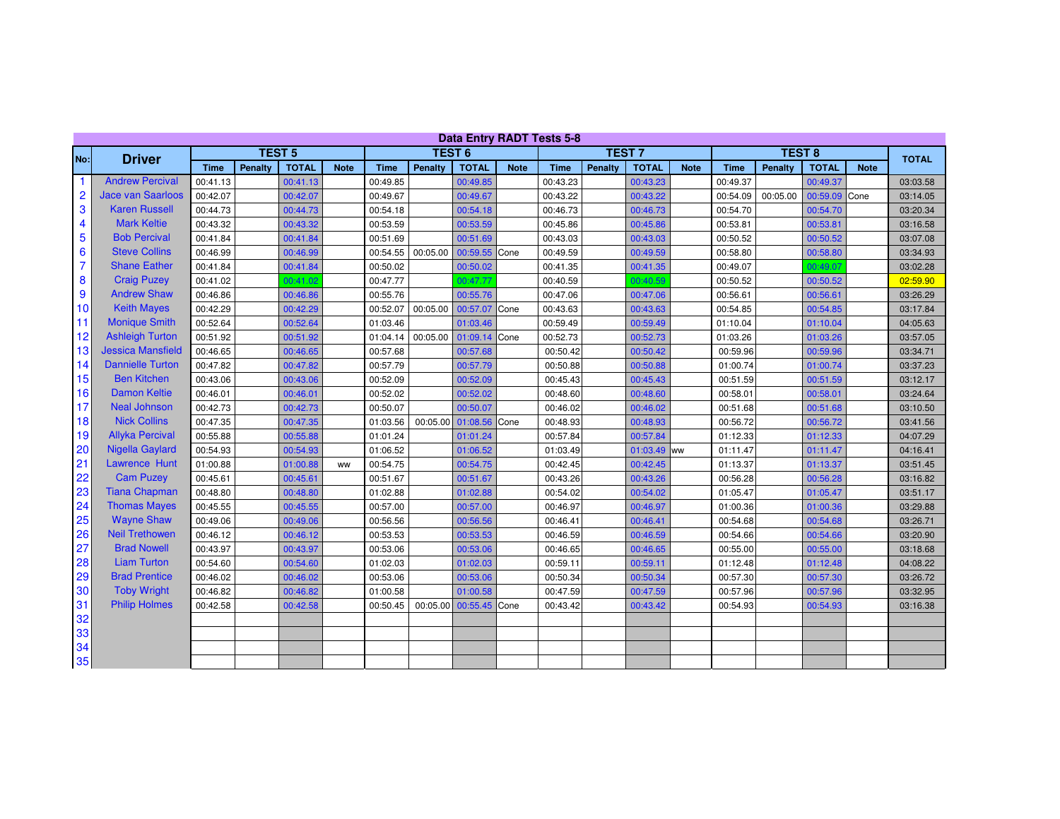## Data Entry RADT Tests 5-8

| No: | Driver | TEST 5 | | | | TEST 6 | | | | TEST 7 | | | | TEST 8 | | | | TOTAL |
|---|---|---|---|---|---|---|---|---|---|---|---|---|---|---|---|---|---|---|
| | | Time | Penalty | TOTAL | Note | Time | Penalty | TOTAL | Note | Time | Penalty | TOTAL | Note | Time | Penalty | TOTAL | Note | |
| 1 | Andrew Percival | 00:41.13 | | 00:41.13 | | 00:49.85 | | 00:49.85 | | 00:43.23 | | 00:43.23 | | 00:49.37 | | 00:49.37 | | 03:03.58 |
| 2 | Jace van Saarloos | 00:42.07 | | 00:42.07 | | 00:49.67 | | 00:49.67 | | 00:43.22 | | 00:43.22 | | 00:54.09 | 00:05.00 | 00:59.09 | Cone | 03:14.05 |
| 3 | Karen Russell | 00:44.73 | | 00:44.73 | | 00:54.18 | | 00:54.18 | | 00:46.73 | | 00:46.73 | | 00:54.70 | | 00:54.70 | | 03:20.34 |
| 4 | Mark Keltie | 00:43.32 | | 00:43.32 | | 00:53.59 | | 00:53.59 | | 00:45.86 | | 00:45.86 | | 00:53.81 | | 00:53.81 | | 03:16.58 |
| 5 | Bob Percival | 00:41.84 | | 00:41.84 | | 00:51.69 | | 00:51.69 | | 00:43.03 | | 00:43.03 | | 00:50.52 | | 00:50.52 | | 03:07.08 |
| 6 | Steve Collins | 00:46.99 | | 00:46.99 | | 00:54.55 | 00:05.00 | 00:59.55 | Cone | 00:49.59 | | 00:49.59 | | 00:58.80 | | 00:58.80 | | 03:34.93 |
| 7 | Shane Eather | 00:41.84 | | 00:41.84 | | 00:50.02 | | 00:50.02 | | 00:41.35 | | 00:41.35 | | 00:49.07 | | 00:49.07 | | 03:02.28 |
| 8 | Craig Puzey | 00:41.02 | | 00:41.02 | | 00:47.77 | | 00:47.77 | | 00:40.59 | | 00:40.59 | | 00:50.52 | | 00:50.52 | | 02:59.90 |
| 9 | Andrew Shaw | 00:46.86 | | 00:46.86 | | 00:55.76 | | 00:55.76 | | 00:47.06 | | 00:47.06 | | 00:56.61 | | 00:56.61 | | 03:26.29 |
| 10 | Keith Mayes | 00:42.29 | | 00:42.29 | | 00:52.07 | 00:05.00 | 00:57.07 | Cone | 00:43.63 | | 00:43.63 | | 00:54.85 | | 00:54.85 | | 03:17.84 |
| 11 | Monique Smith | 00:52.64 | | 00:52.64 | | 01:03.46 | | 01:03.46 | | 00:59.49 | | 00:59.49 | | 01:10.04 | | 01:10.04 | | 04:05.63 |
| 12 | Ashleigh Turton | 00:51.92 | | 00:51.92 | | 01:04.14 | 00:05.00 | 01:09.14 | Cone | 00:52.73 | | 00:52.73 | | 01:03.26 | | 01:03.26 | | 03:57.05 |
| 13 | Jessica Mansfield | 00:46.65 | | 00:46.65 | | 00:57.68 | | 00:57.68 | | 00:50.42 | | 00:50.42 | | 00:59.96 | | 00:59.96 | | 03:34.71 |
| 14 | Dannielle Turton | 00:47.82 | | 00:47.82 | | 00:57.79 | | 00:57.79 | | 00:50.88 | | 00:50.88 | | 01:00.74 | | 01:00.74 | | 03:37.23 |
| 15 | Ben Kitchen | 00:43.06 | | 00:43.06 | | 00:52.09 | | 00:52.09 | | 00:45.43 | | 00:45.43 | | 00:51.59 | | 00:51.59 | | 03:12.17 |
| 16 | Damon Keltie | 00:46.01 | | 00:46.01 | | 00:52.02 | | 00:52.02 | | 00:48.60 | | 00:48.60 | | 00:58.01 | | 00:58.01 | | 03:24.64 |
| 17 | Neal Johnson | 00:42.73 | | 00:42.73 | | 00:50.07 | | 00:50.07 | | 00:46.02 | | 00:46.02 | | 00:51.68 | | 00:51.68 | | 03:10.50 |
| 18 | Nick Collins | 00:47.35 | | 00:47.35 | | 01:03.56 | 00:05.00 | 01:08.56 | Cone | 00:48.93 | | 00:48.93 | | 00:56.72 | | 00:56.72 | | 03:41.56 |
| 19 | Allyka Percival | 00:55.88 | | 00:55.88 | | 01:01.24 | | 01:01.24 | | 00:57.84 | | 00:57.84 | | 01:12.33 | | 01:12.33 | | 04:07.29 |
| 20 | Nigella Gaylard | 00:54.93 | | 00:54.93 | | 01:06.52 | | 01:06.52 | | 01:03.49 | | 01:03.49 | ww | 01:11.47 | | 01:11.47 | | 04:16.41 |
| 21 | Lawrence Hunt | 01:00.88 | | 01:00.88 | ww | 00:54.75 | | 00:54.75 | | 00:42.45 | | 00:42.45 | | 01:13.37 | | 01:13.37 | | 03:51.45 |
| 22 | Cam Puzey | 00:45.61 | | 00:45.61 | | 00:51.67 | | 00:51.67 | | 00:43.26 | | 00:43.26 | | 00:56.28 | | 00:56.28 | | 03:16.82 |
| 23 | Tiana Chapman | 00:48.80 | | 00:48.80 | | 01:02.88 | | 01:02.88 | | 00:54.02 | | 00:54.02 | | 01:05.47 | | 01:05.47 | | 03:51.17 |
| 24 | Thomas Mayes | 00:45.55 | | 00:45.55 | | 00:57.00 | | 00:57.00 | | 00:46.97 | | 00:46.97 | | 01:00.36 | | 01:00.36 | | 03:29.88 |
| 25 | Wayne Shaw | 00:49.06 | | 00:49.06 | | 00:56.56 | | 00:56.56 | | 00:46.41 | | 00:46.41 | | 00:54.68 | | 00:54.68 | | 03:26.71 |
| 26 | Neil Trethowen | 00:46.12 | | 00:46.12 | | 00:53.53 | | 00:53.53 | | 00:46.59 | | 00:46.59 | | 00:54.66 | | 00:54.66 | | 03:20.90 |
| 27 | Brad Nowell | 00:43.97 | | 00:43.97 | | 00:53.06 | | 00:53.06 | | 00:46.65 | | 00:46.65 | | 00:55.00 | | 00:55.00 | | 03:18.68 |
| 28 | Liam Turton | 00:54.60 | | 00:54.60 | | 01:02.03 | | 01:02.03 | | 00:59.11 | | 00:59.11 | | 01:12.48 | | 01:12.48 | | 04:08.22 |
| 29 | Brad Prentice | 00:46.02 | | 00:46.02 | | 00:53.06 | | 00:53.06 | | 00:50.34 | | 00:50.34 | | 00:57.30 | | 00:57.30 | | 03:26.72 |
| 30 | Toby Wright | 00:46.82 | | 00:46.82 | | 01:00.58 | | 01:00.58 | | 00:47.59 | | 00:47.59 | | 00:57.96 | | 00:57.96 | | 03:32.95 |
| 31 | Philip Holmes | 00:42.58 | | 00:42.58 | | 00:50.45 | 00:05.00 | 00:55.45 | Cone | 00:43.42 | | 00:43.42 | | 00:54.93 | | 00:54.93 | | 03:16.38 |
| 32 | | | | | | | | | | | | | | | | | | |
| 33 | | | | | | | | | | | | | | | | | | |
| 34 | | | | | | | | | | | | | | | | | | |
| 35 | | | | | | | | | | | | | | | | | | |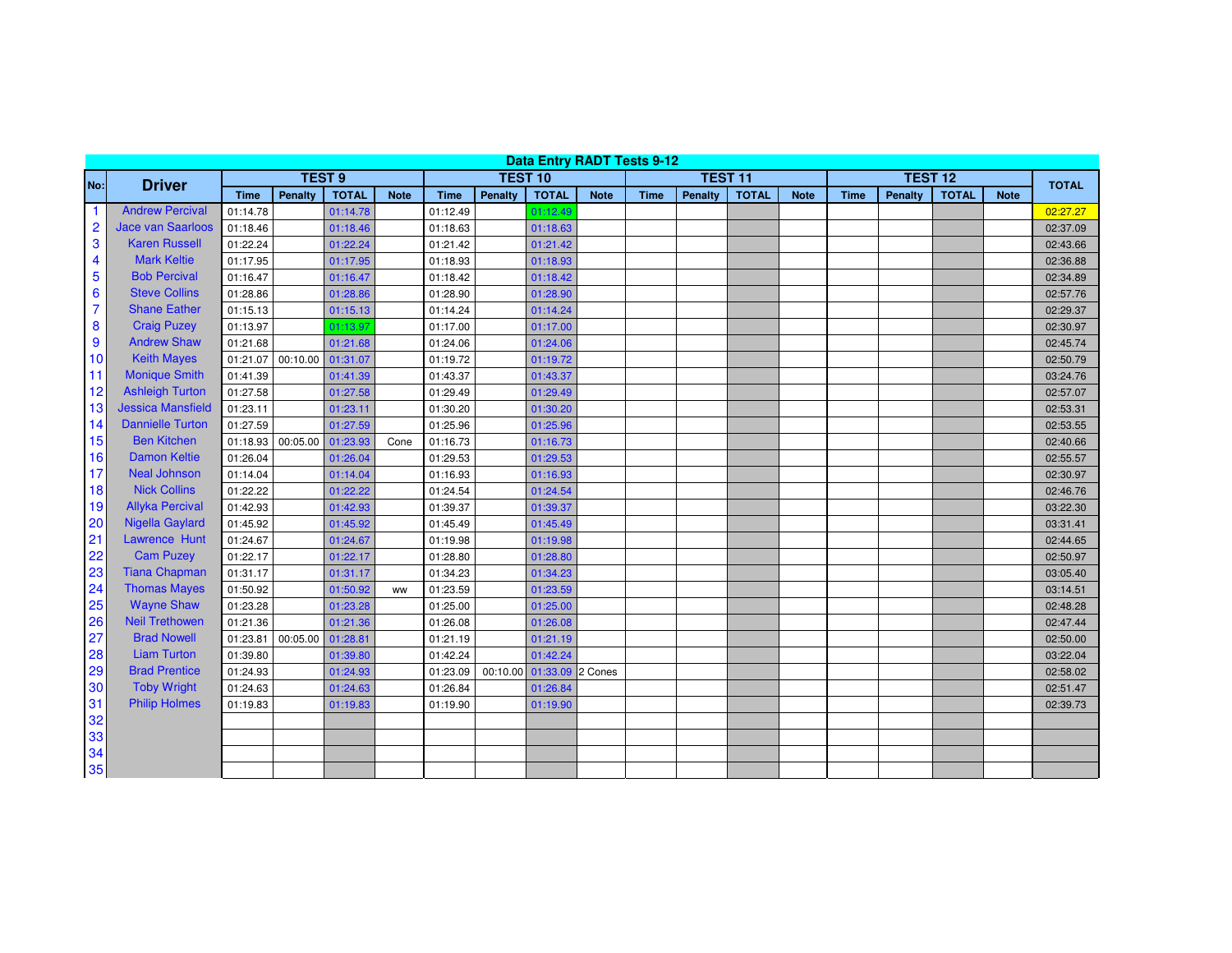## Data Entry RADT Tests 9-12

| No: | Driver | TEST 9 | | | | TEST 10 | | | | TEST 11 | | | | TEST 12 | | | | TOTAL |
|---|---|---|---|---|---|---|---|---|---|---|---|---|---|---|---|---|---|---|
| | | Time | Penalty | TOTAL | Note | Time | Penalty | TOTAL | Note | Time | Penalty | TOTAL | Note | Time | Penalty | TOTAL | Note | |
| 1 | Andrew Percival | 01:14.78 | | 01:14.78 | | 01:12.49 | | 01:12.49 | | | | | | | | | | 02:27.27 |
| 2 | Jace van Saarloos | 01:18.46 | | 01:18.46 | | 01:18.63 | | 01:18.63 | | | | | | | | | | 02:37.09 |
| 3 | Karen Russell | 01:22.24 | | 01:22.24 | | 01:21.42 | | 01:21.42 | | | | | | | | | | 02:43.66 |
| 4 | Mark Keltie | 01:17.95 | | 01:17.95 | | 01:18.93 | | 01:18.93 | | | | | | | | | | 02:36.88 |
| 5 | Bob Percival | 01:16.47 | | 01:16.47 | | 01:18.42 | | 01:18.42 | | | | | | | | | | 02:34.89 |
| 6 | Steve Collins | 01:28.86 | | 01:28.86 | | 01:28.90 | | 01:28.90 | | | | | | | | | | 02:57.76 |
| 7 | Shane Eather | 01:15.13 | | 01:15.13 | | 01:14.24 | | 01:14.24 | | | | | | | | | | 02:29.37 |
| 8 | Craig Puzey | 01:13.97 | | 01:13.97 | | 01:17.00 | | 01:17.00 | | | | | | | | | | 02:30.97 |
| 9 | Andrew Shaw | 01:21.68 | | 01:21.68 | | 01:24.06 | | 01:24.06 | | | | | | | | | | 02:45.74 |
| 10 | Keith Mayes | 01:21.07 | 00:10.00 | 01:31.07 | | 01:19.72 | | 01:19.72 | | | | | | | | | | 02:50.79 |
| 11 | Monique Smith | 01:41.39 | | 01:41.39 | | 01:43.37 | | 01:43.37 | | | | | | | | | | 03:24.76 |
| 12 | Ashleigh Turton | 01:27.58 | | 01:27.58 | | 01:29.49 | | 01:29.49 | | | | | | | | | | 02:57.07 |
| 13 | Jessica Mansfield | 01:23.11 | | 01:23.11 | | 01:30.20 | | 01:30.20 | | | | | | | | | | 02:53.31 |
| 14 | Dannielle Turton | 01:27.59 | | 01:27.59 | | 01:25.96 | | 01:25.96 | | | | | | | | | | 02:53.55 |
| 15 | Ben Kitchen | 01:18.93 | 00:05.00 | 01:23.93 | Cone | 01:16.73 | | 01:16.73 | | | | | | | | | | 02:40.66 |
| 16 | Damon Keltie | 01:26.04 | | 01:26.04 | | 01:29.53 | | 01:29.53 | | | | | | | | | | 02:55.57 |
| 17 | Neal Johnson | 01:14.04 | | 01:14.04 | | 01:16.93 | | 01:16.93 | | | | | | | | | | 02:30.97 |
| 18 | Nick Collins | 01:22.22 | | 01:22.22 | | 01:24.54 | | 01:24.54 | | | | | | | | | | 02:46.76 |
| 19 | Allyka Percival | 01:42.93 | | 01:42.93 | | 01:39.37 | | 01:39.37 | | | | | | | | | | 03:22.30 |
| 20 | Nigella Gaylard | 01:45.92 | | 01:45.92 | | 01:45.49 | | 01:45.49 | | | | | | | | | | 03:31.41 |
| 21 | Lawrence Hunt | 01:24.67 | | 01:24.67 | | 01:19.98 | | 01:19.98 | | | | | | | | | | 02:44.65 |
| 22 | Cam Puzey | 01:22.17 | | 01:22.17 | | 01:28.80 | | 01:28.80 | | | | | | | | | | 02:50.97 |
| 23 | Tiana Chapman | 01:31.17 | | 01:31.17 | | 01:34.23 | | 01:34.23 | | | | | | | | | | 03:05.40 |
| 24 | Thomas Mayes | 01:50.92 | | 01:50.92 | ww | 01:23.59 | | 01:23.59 | | | | | | | | | | 03:14.51 |
| 25 | Wayne Shaw | 01:23.28 | | 01:23.28 | | 01:25.00 | | 01:25.00 | | | | | | | | | | 02:48.28 |
| 26 | Neil Trethowen | 01:21.36 | | 01:21.36 | | 01:26.08 | | 01:26.08 | | | | | | | | | | 02:47.44 |
| 27 | Brad Nowell | 01:23.81 | 00:05.00 | 01:28.81 | | 01:21.19 | | 01:21.19 | | | | | | | | | | 02:50.00 |
| 28 | Liam Turton | 01:39.80 | | 01:39.80 | | 01:42.24 | | 01:42.24 | | | | | | | | | | 03:22.04 |
| 29 | Brad Prentice | 01:24.93 | | 01:24.93 | | 01:23.09 | 00:10.00 | 01:33.09 | 2 Cones | | | | | | | | | 02:58.02 |
| 30 | Toby Wright | 01:24.63 | | 01:24.63 | | 01:26.84 | | 01:26.84 | | | | | | | | | | 02:51.47 |
| 31 | Philip Holmes | 01:19.83 | | 01:19.83 | | 01:19.90 | | 01:19.90 | | | | | | | | | | 02:39.73 |
| 32 | | | | | | | | | | | | | | | | | | |
| 33 | | | | | | | | | | | | | | | | | | |
| 34 | | | | | | | | | | | | | | | | | | |
| 35 | | | | | | | | | | | | | | | | | | |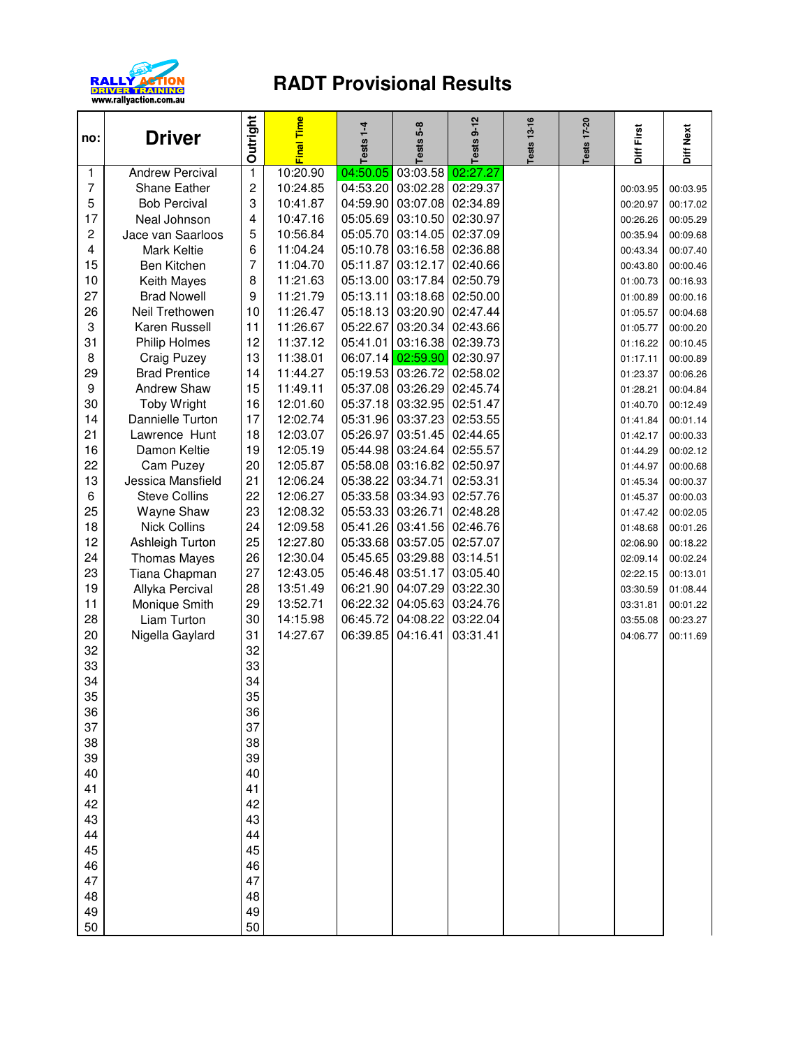# RADT Provisional Results

| no: | Driver | Outright | Final Time | Tests 1-4 | Tests 5-8 | Tests 9-12 | Tests 13-16 | Tests 17-20 | Diff First | Diff Next |
|---|---|---|---|---|---|---|---|---|---|---|
| 1 | Andrew Percival | 1 | 10:20.90 | 04:50.05 | 03:03.58 | 02:27.27 | | | | |
| 7 | Shane Eather | 2 | 10:24.85 | 04:53.20 | 03:02.28 | 02:29.37 | | | 00:03.95 | 00:03.95 |
| 5 | Bob Percival | 3 | 10:41.87 | 04:59.90 | 03:07.08 | 02:34.89 | | | 00:20.97 | 00:17.02 |
| 17 | Neal Johnson | 4 | 10:47.16 | 05:05.69 | 03:10.50 | 02:30.97 | | | 00:26.26 | 00:05.29 |
| 2 | Jace van Saarloos | 5 | 10:56.84 | 05:05.70 | 03:14.05 | 02:37.09 | | | 00:35.94 | 00:09.68 |
| 4 | Mark Keltie | 6 | 11:04.24 | 05:10.78 | 03:16.58 | 02:36.88 | | | 00:43.34 | 00:07.40 |
| 15 | Ben Kitchen | 7 | 11:04.70 | 05:11.87 | 03:12.17 | 02:40.66 | | | 00:43.80 | 00:00.46 |
| 10 | Keith Mayes | 8 | 11:21.63 | 05:13.00 | 03:17.84 | 02:50.79 | | | 01:00.73 | 00:16.93 |
| 27 | Brad Nowell | 9 | 11:21.79 | 05:13.11 | 03:18.68 | 02:50.00 | | | 01:00.89 | 00:00.16 |
| 26 | Neil Trethowen | 10 | 11:26.47 | 05:18.13 | 03:20.90 | 02:47.44 | | | 01:05.57 | 00:04.68 |
| 3 | Karen Russell | 11 | 11:26.67 | 05:22.67 | 03:20.34 | 02:43.66 | | | 01:05.77 | 00:00.20 |
| 31 | Philip Holmes | 12 | 11:37.12 | 05:41.01 | 03:16.38 | 02:39.73 | | | 01:16.22 | 00:10.45 |
| 8 | Craig Puzey | 13 | 11:38.01 | 06:07.14 | 02:59.90 | 02:30.97 | | | 01:17.11 | 00:00.89 |
| 29 | Brad Prentice | 14 | 11:44.27 | 05:19.53 | 03:26.72 | 02:58.02 | | | 01:23.37 | 00:06.26 |
| 9 | Andrew Shaw | 15 | 11:49.11 | 05:37.08 | 03:26.29 | 02:45.74 | | | 01:28.21 | 00:04.84 |
| 30 | Toby Wright | 16 | 12:01.60 | 05:37.18 | 03:32.95 | 02:51.47 | | | 01:40.70 | 00:12.49 |
| 14 | Dannielle Turton | 17 | 12:02.74 | 05:31.96 | 03:37.23 | 02:53.55 | | | 01:41.84 | 00:01.14 |
| 21 | Lawrence Hunt | 18 | 12:03.07 | 05:26.97 | 03:51.45 | 02:44.65 | | | 01:42.17 | 00:00.33 |
| 16 | Damon Keltie | 19 | 12:05.19 | 05:44.98 | 03:24.64 | 02:55.57 | | | 01:44.29 | 00:02.12 |
| 22 | Cam Puzey | 20 | 12:05.87 | 05:58.08 | 03:16.82 | 02:50.97 | | | 01:44.97 | 00:00.68 |
| 13 | Jessica Mansfield | 21 | 12:06.24 | 05:38.22 | 03:34.71 | 02:53.31 | | | 01:45.34 | 00:00.37 |
| 6 | Steve Collins | 22 | 12:06.27 | 05:33.58 | 03:34.93 | 02:57.76 | | | 01:45.37 | 00:00.03 |
| 25 | Wayne Shaw | 23 | 12:08.32 | 05:53.33 | 03:26.71 | 02:48.28 | | | 01:47.42 | 00:02.05 |
| 18 | Nick Collins | 24 | 12:09.58 | 05:41.26 | 03:41.56 | 02:46.76 | | | 01:48.68 | 00:01.26 |
| 12 | Ashleigh Turton | 25 | 12:27.80 | 05:33.68 | 03:57.05 | 02:57.07 | | | 02:06.90 | 00:18.22 |
| 24 | Thomas Mayes | 26 | 12:30.04 | 05:45.65 | 03:29.88 | 03:14.51 | | | 02:09.14 | 00:02.24 |
| 23 | Tiana Chapman | 27 | 12:43.05 | 05:46.48 | 03:51.17 | 03:05.40 | | | 02:22.15 | 00:13.01 |
| 19 | Allyka Percival | 28 | 13:51.49 | 06:21.90 | 04:07.29 | 03:22.30 | | | 03:30.59 | 01:08.44 |
| 11 | Monique Smith | 29 | 13:52.71 | 06:22.32 | 04:05.63 | 03:24.76 | | | 03:31.81 | 00:01.22 |
| 28 | Liam Turton | 30 | 14:15.98 | 06:45.72 | 04:08.22 | 03:22.04 | | | 03:55.08 | 00:23.27 |
| 20 | Nigella Gaylard | 31 | 14:27.67 | 06:39.85 | 04:16.41 | 03:31.41 | | | 04:06.77 | 00:11.69 |
| 32 | | 32 | | | | | | | | |
| 33 | | 33 | | | | | | | | |
| 34 | | 34 | | | | | | | | |
| 35 | | 35 | | | | | | | | |
| 36 | | 36 | | | | | | | | |
| 37 | | 37 | | | | | | | | |
| 38 | | 38 | | | | | | | | |
| 39 | | 39 | | | | | | | | |
| 40 | | 40 | | | | | | | | |
| 41 | | 41 | | | | | | | | |
| 42 | | 42 | | | | | | | | |
| 43 | | 43 | | | | | | | | |
| 44 | | 44 | | | | | | | | |
| 45 | | 45 | | | | | | | | |
| 46 | | 46 | | | | | | | | |
| 47 | | 47 | | | | | | | | |
| 48 | | 48 | | | | | | | | |
| 49 | | 49 | | | | | | | | |
| 50 | | 50 | | | | | | | | |